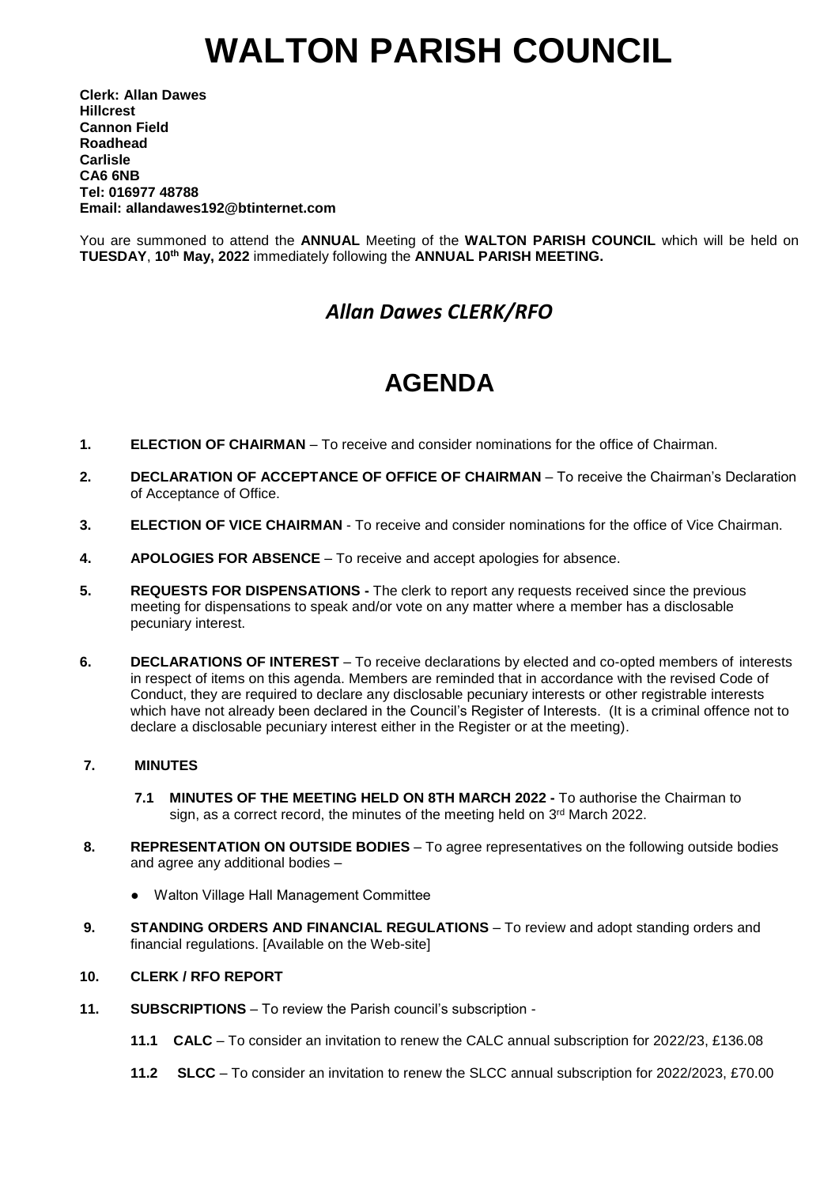# WALTON PARISH COUNCIL

**Clerk: Allan Dawes**
**Hillcrest**
**Cannon Field**
**Roadhead**
**Carlisle**
**CA6 6NB**
**Tel: 016977 48788**
**Email: allandawes192@btinternet.com**

You are summoned to attend the **ANNUAL** Meeting of the **WALTON PARISH COUNCIL** which will be held on **TUESDAY**, **10th May, 2022** immediately following the **ANNUAL PARISH MEETING.**

## *Allan Dawes CLERK/RFO*

# AGENDA

**1. ELECTION OF CHAIRMAN** – To receive and consider nominations for the office of Chairman.

**2. DECLARATION OF ACCEPTANCE OF OFFICE OF CHAIRMAN** – To receive the Chairman's Declaration of Acceptance of Office.

**3. ELECTION OF VICE CHAIRMAN** - To receive and consider nominations for the office of Vice Chairman.

**4. APOLOGIES FOR ABSENCE** – To receive and accept apologies for absence.

**5. REQUESTS FOR DISPENSATIONS -** The clerk to report any requests received since the previous meeting for dispensations to speak and/or vote on any matter where a member has a disclosable pecuniary interest.

**6. DECLARATIONS OF INTEREST** – To receive declarations by elected and co-opted members of interests in respect of items on this agenda. Members are reminded that in accordance with the revised Code of Conduct, they are required to declare any disclosable pecuniary interests or other registrable interests which have not already been declared in the Council's Register of Interests. (It is a criminal offence not to declare a disclosable pecuniary interest either in the Register or at the meeting).

**7. MINUTES**

**7.1 MINUTES OF THE MEETING HELD ON 8TH MARCH 2022 -** To authorise the Chairman to sign, as a correct record, the minutes of the meeting held on 3rd March 2022.

**8. REPRESENTATION ON OUTSIDE BODIES** – To agree representatives on the following outside bodies and agree any additional bodies –

- Walton Village Hall Management Committee

**9. STANDING ORDERS AND FINANCIAL REGULATIONS** – To review and adopt standing orders and financial regulations. [Available on the Web-site]

**10. CLERK / RFO REPORT**

**11. SUBSCRIPTIONS** – To review the Parish council's subscription -

**11.1 CALC** – To consider an invitation to renew the CALC annual subscription for 2022/23, £136.08

**11.2 SLCC** – To consider an invitation to renew the SLCC annual subscription for 2022/2023, £70.00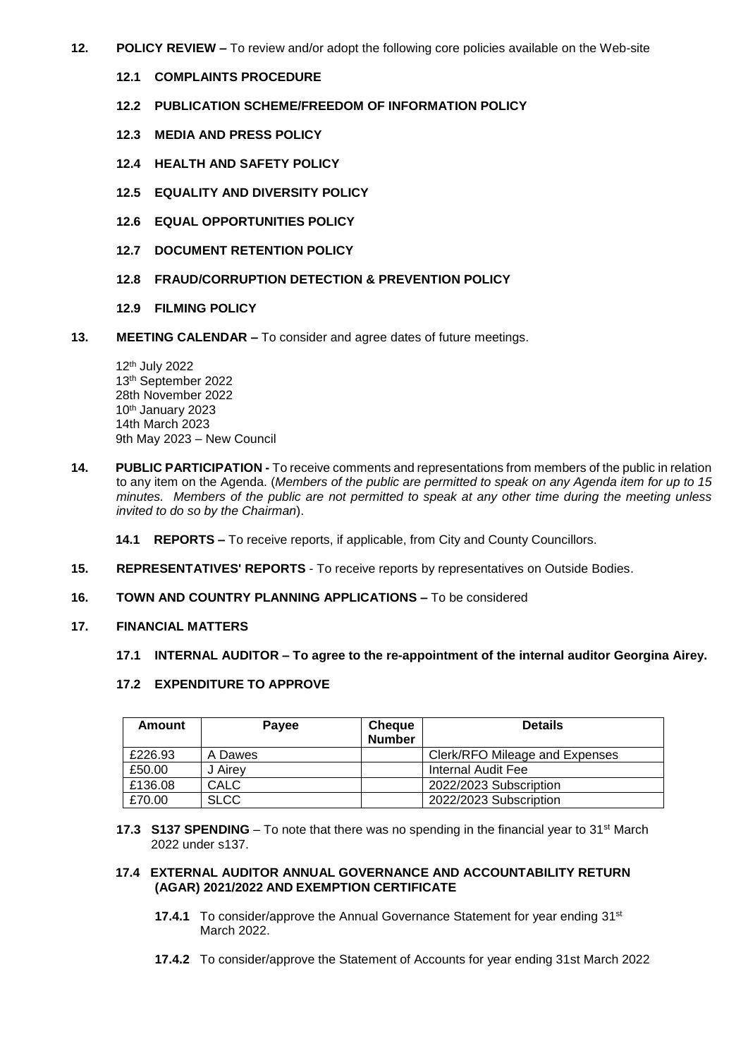**12. POLICY REVIEW –** To review and/or adopt the following core policies available on the Web-site

**12.1 COMPLAINTS PROCEDURE**

**12.2 PUBLICATION SCHEME/FREEDOM OF INFORMATION POLICY**

**12.3 MEDIA AND PRESS POLICY**

**12.4 HEALTH AND SAFETY POLICY**

**12.5 EQUALITY AND DIVERSITY POLICY**

**12.6 EQUAL OPPORTUNITIES POLICY**

**12.7 DOCUMENT RETENTION POLICY**

**12.8 FRAUD/CORRUPTION DETECTION & PREVENTION POLICY**

**12.9 FILMING POLICY**

**13. MEETING CALENDAR –** To consider and agree dates of future meetings.

12th July 2022
13th September 2022
28th November 2022
10th January 2023
14th March 2023
9th May 2023 – New Council

**14. PUBLIC PARTICIPATION -** To receive comments and representations from members of the public in relation to any item on the Agenda. (*Members of the public are permitted to speak on any Agenda item for up to 15 minutes. Members of the public are not permitted to speak at any other time during the meeting unless invited to do so by the Chairman*).

**14.1 REPORTS –** To receive reports, if applicable, from City and County Councillors.

**15. REPRESENTATIVES' REPORTS** - To receive reports by representatives on Outside Bodies.

**16. TOWN AND COUNTRY PLANNING APPLICATIONS –** To be considered

**17. FINANCIAL MATTERS**

**17.1 INTERNAL AUDITOR – To agree to the re-appointment of the internal auditor Georgina Airey.**

**17.2 EXPENDITURE TO APPROVE**

| Amount | Payee | Cheque Number | Details |
|---|---|---|---|
| £226.93 | A Dawes | | Clerk/RFO Mileage and Expenses |
| £50.00 | J Airey | | Internal Audit Fee |
| £136.08 | CALC | | 2022/2023 Subscription |
| £70.00 | SLCC | | 2022/2023 Subscription |

**17.3 S137 SPENDING** – To note that there was no spending in the financial year to 31st March 2022 under s137.

**17.4 EXTERNAL AUDITOR ANNUAL GOVERNANCE AND ACCOUNTABILITY RETURN (AGAR) 2021/2022 AND EXEMPTION CERTIFICATE**

**17.4.1** To consider/approve the Annual Governance Statement for year ending 31st March 2022.

**17.4.2** To consider/approve the Statement of Accounts for year ending 31st March 2022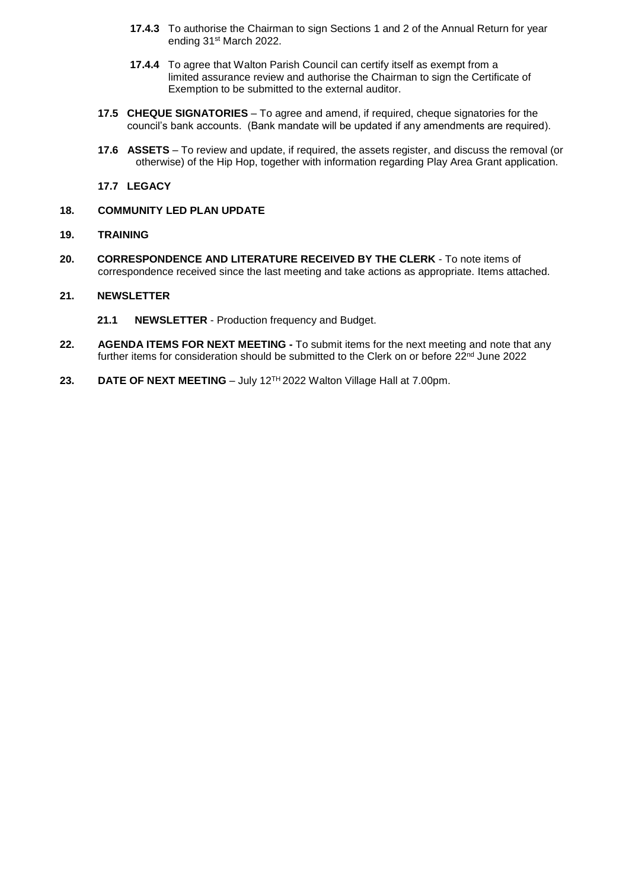**17.4.3** To authorise the Chairman to sign Sections 1 and 2 of the Annual Return for year ending 31st March 2022.

**17.4.4** To agree that Walton Parish Council can certify itself as exempt from a limited assurance review and authorise the Chairman to sign the Certificate of Exemption to be submitted to the external auditor.

**17.5 CHEQUE SIGNATORIES** – To agree and amend, if required, cheque signatories for the council's bank accounts. (Bank mandate will be updated if any amendments are required).

**17.6 ASSETS** – To review and update, if required, the assets register, and discuss the removal (or otherwise) of the Hip Hop, together with information regarding Play Area Grant application.

**17.7 LEGACY**

**18. COMMUNITY LED PLAN UPDATE**

**19. TRAINING**

**20. CORRESPONDENCE AND LITERATURE RECEIVED BY THE CLERK** - To note items of correspondence received since the last meeting and take actions as appropriate. Items attached.

**21. NEWSLETTER**

**21.1 NEWSLETTER** - Production frequency and Budget.

**22. AGENDA ITEMS FOR NEXT MEETING -** To submit items for the next meeting and note that any further items for consideration should be submitted to the Clerk on or before 22nd June 2022

**23. DATE OF NEXT MEETING** – July 12TH 2022 Walton Village Hall at 7.00pm.